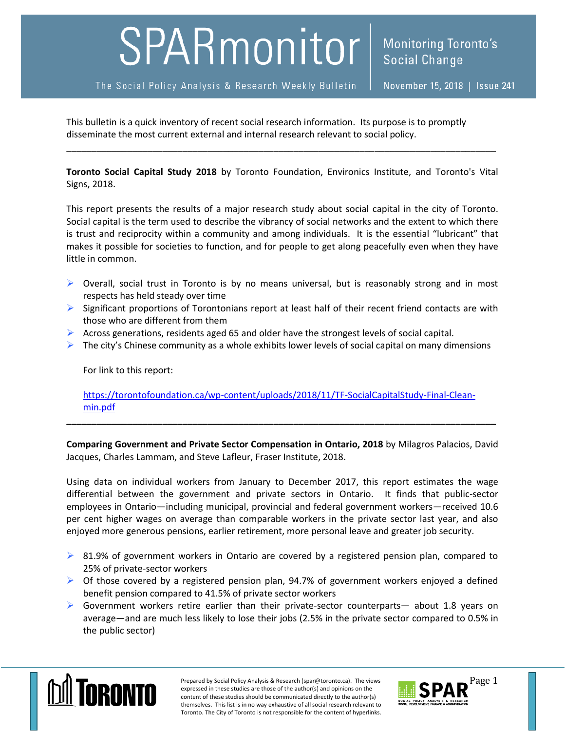# SPARmonitor

The Social Policy Analysis & Research Weekly Bulletin

Monitoring Toronto's Social Change

November 15, 2018 | Issue 241

This bulletin is a quick inventory of recent social research information. Its purpose is to promptly disseminate the most current external and internal research relevant to social policy.

---

**Toronto Social Capital Study 2018** by Toronto Foundation, Environics Institute, and Toronto's Vital Signs, 2018.

This report presents the results of a major research study about social capital in the city of Toronto. Social capital is the term used to describe the vibrancy of social networks and the extent to which there is trust and reciprocity within a community and among individuals. It is the essential "lubricant" that makes it possible for societies to function, and for people to get along peacefully even when they have little in common.

- Overall, social trust in Toronto is by no means universal, but is reasonably strong and in most respects has held steady over time
- Significant proportions of Torontonians report at least half of their recent friend contacts are with those who are different from them
- Across generations, residents aged 65 and older have the strongest levels of social capital.
- The city's Chinese community as a whole exhibits lower levels of social capital on many dimensions

  For link to this report:

  https://torontofoundation.ca/wp-content/uploads/2018/11/TF-SocialCapitalStudy-Final-Clean-min.pdf

---

**Comparing Government and Private Sector Compensation in Ontario, 2018** by Milagros Palacios, David Jacques, Charles Lammam, and Steve Lafleur, Fraser Institute, 2018.

Using data on individual workers from January to December 2017, this report estimates the wage differential between the government and private sectors in Ontario. It finds that public-sector employees in Ontario—including municipal, provincial and federal government workers—received 10.6 per cent higher wages on average than comparable workers in the private sector last year, and also enjoyed more generous pensions, earlier retirement, more personal leave and greater job security.

- 81.9% of government workers in Ontario are covered by a registered pension plan, compared to 25% of private-sector workers
- Of those covered by a registered pension plan, 94.7% of government workers enjoyed a defined benefit pension compared to 41.5% of private sector workers
- Government workers retire earlier than their private-sector counterparts— about 1.8 years on average—and are much less likely to lose their jobs (2.5% in the private sector compared to 0.5% in the public sector)

Prepared by Social Policy Analysis & Research (spar@toronto.ca). The views expressed in these studies are those of the author(s) and opinions on the content of these studies should be communicated directly to the author(s) themselves. This list is in no way exhaustive of all social research relevant to Toronto. The City of Toronto is not responsible for the content of hyperlinks.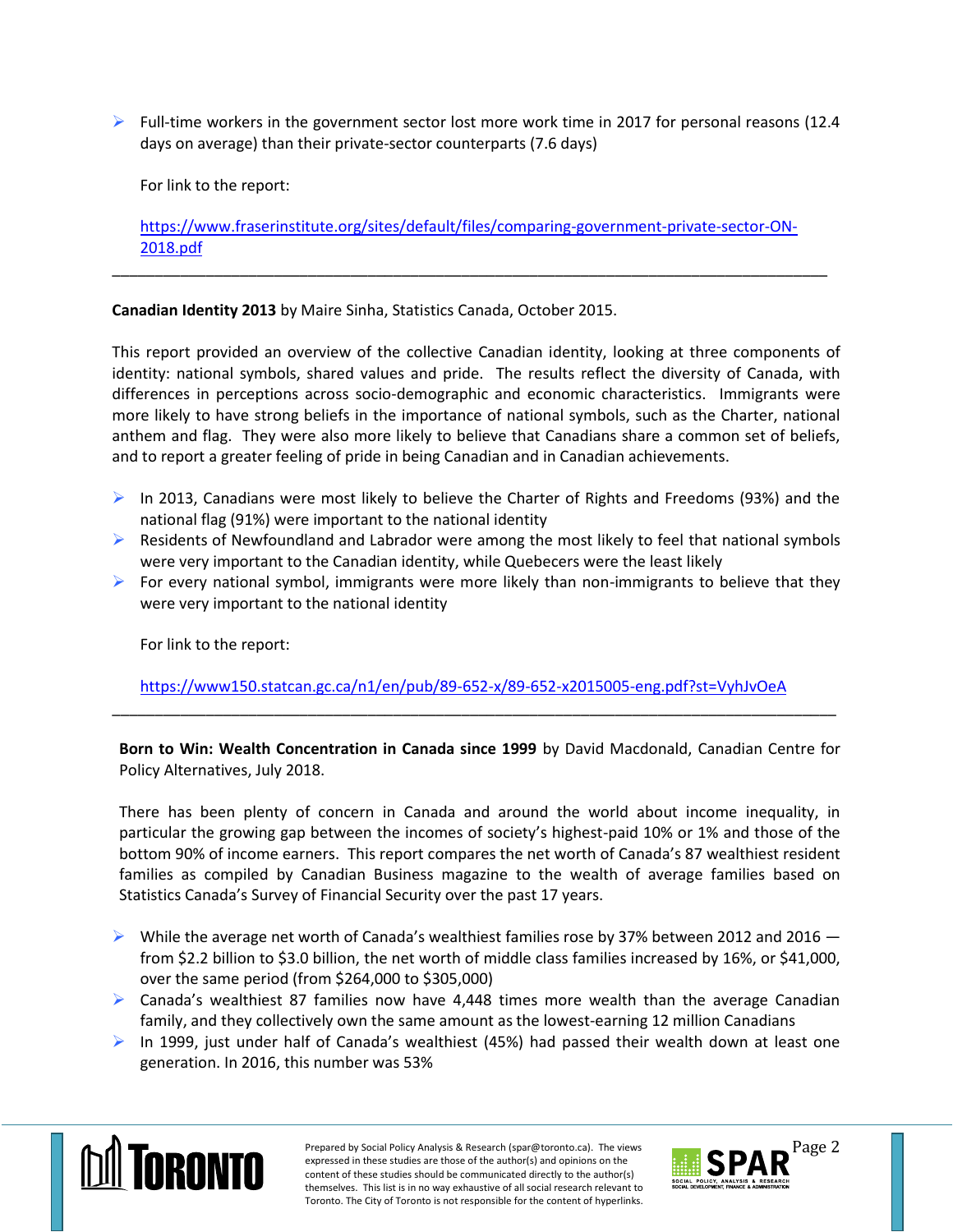- Full-time workers in the government sector lost more work time in 2017 for personal reasons (12.4 days on average) than their private-sector counterparts (7.6 days)

  For link to the report:

  https://www.fraserinstitute.org/sites/default/files/comparing-government-private-sector-ON-2018.pdf

---

**Canadian Identity 2013** by Maire Sinha, Statistics Canada, October 2015.

This report provided an overview of the collective Canadian identity, looking at three components of identity: national symbols, shared values and pride. The results reflect the diversity of Canada, with differences in perceptions across socio-demographic and economic characteristics. Immigrants were more likely to have strong beliefs in the importance of national symbols, such as the Charter, national anthem and flag. They were also more likely to believe that Canadians share a common set of beliefs, and to report a greater feeling of pride in being Canadian and in Canadian achievements.

- In 2013, Canadians were most likely to believe the Charter of Rights and Freedoms (93%) and the national flag (91%) were important to the national identity
- Residents of Newfoundland and Labrador were among the most likely to feel that national symbols were very important to the Canadian identity, while Quebecers were the least likely
- For every national symbol, immigrants were more likely than non-immigrants to believe that they were very important to the national identity

  For link to the report:

  https://www150.statcan.gc.ca/n1/en/pub/89-652-x/89-652-x2015005-eng.pdf?st=VyhJvOeA

---

**Born to Win: Wealth Concentration in Canada since 1999** by David Macdonald, Canadian Centre for Policy Alternatives, July 2018.

There has been plenty of concern in Canada and around the world about income inequality, in particular the growing gap between the incomes of society's highest-paid 10% or 1% and those of the bottom 90% of income earners. This report compares the net worth of Canada's 87 wealthiest resident families as compiled by Canadian Business magazine to the wealth of average families based on Statistics Canada's Survey of Financial Security over the past 17 years.

- While the average net worth of Canada's wealthiest families rose by 37% between 2012 and 2016 — from $2.2 billion to $3.0 billion, the net worth of middle class families increased by 16%, or $41,000, over the same period (from $264,000 to $305,000)
- Canada's wealthiest 87 families now have 4,448 times more wealth than the average Canadian family, and they collectively own the same amount as the lowest-earning 12 million Canadians
- In 1999, just under half of Canada's wealthiest (45%) had passed their wealth down at least one generation. In 2016, this number was 53%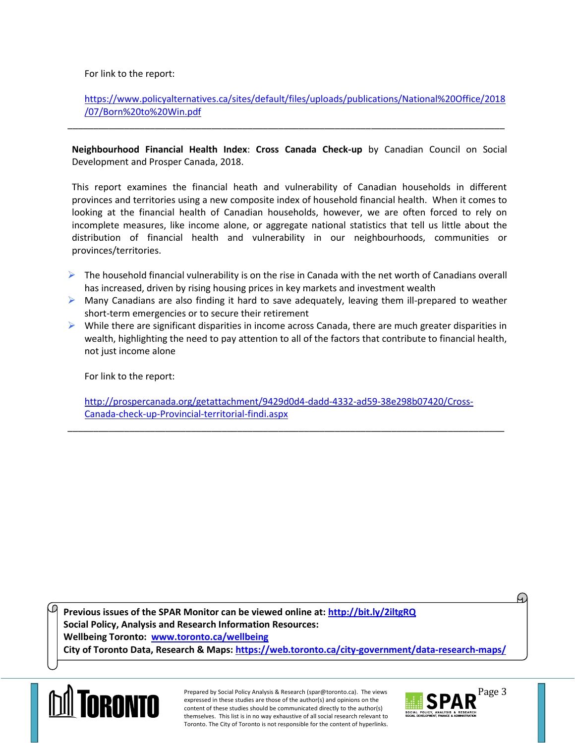For link to the report:

https://www.policyalternatives.ca/sites/default/files/uploads/publications/National%20Office/2018/07/Born%20to%20Win.pdf

---

**Neighbourhood Financial Health Index**: **Cross Canada Check-up** by Canadian Council on Social Development and Prosper Canada, 2018.

This report examines the financial heath and vulnerability of Canadian households in different provinces and territories using a new composite index of household financial health. When it comes to looking at the financial health of Canadian households, however, we are often forced to rely on incomplete measures, like income alone, or aggregate national statistics that tell us little about the distribution of financial health and vulnerability in our neighbourhoods, communities or provinces/territories.

- The household financial vulnerability is on the rise in Canada with the net worth of Canadians overall has increased, driven by rising housing prices in key markets and investment wealth
- Many Canadians are also finding it hard to save adequately, leaving them ill-prepared to weather short-term emergencies or to secure their retirement
- While there are significant disparities in income across Canada, there are much greater disparities in wealth, highlighting the need to pay attention to all of the factors that contribute to financial health, not just income alone

For link to the report:

http://prospercanada.org/getattachment/9429d0d4-dadd-4332-ad59-38e298b07420/Cross-Canada-check-up-Provincial-territorial-findi.aspx

---

**Previous issues of the SPAR Monitor can be viewed online at: http://bit.ly/2iltgRQ**
**Social Policy, Analysis and Research Information Resources:**
**Wellbeing Toronto: www.toronto.ca/wellbeing**
**City of Toronto Data, Research & Maps: https://web.toronto.ca/city-government/data-research-maps/**

Prepared by Social Policy Analysis & Research (spar@toronto.ca). The views expressed in these studies are those of the author(s) and opinions on the content of these studies should be communicated directly to the author(s) themselves. This list is in no way exhaustive of all social research relevant to Toronto. The City of Toronto is not responsible for the content of hyperlinks.